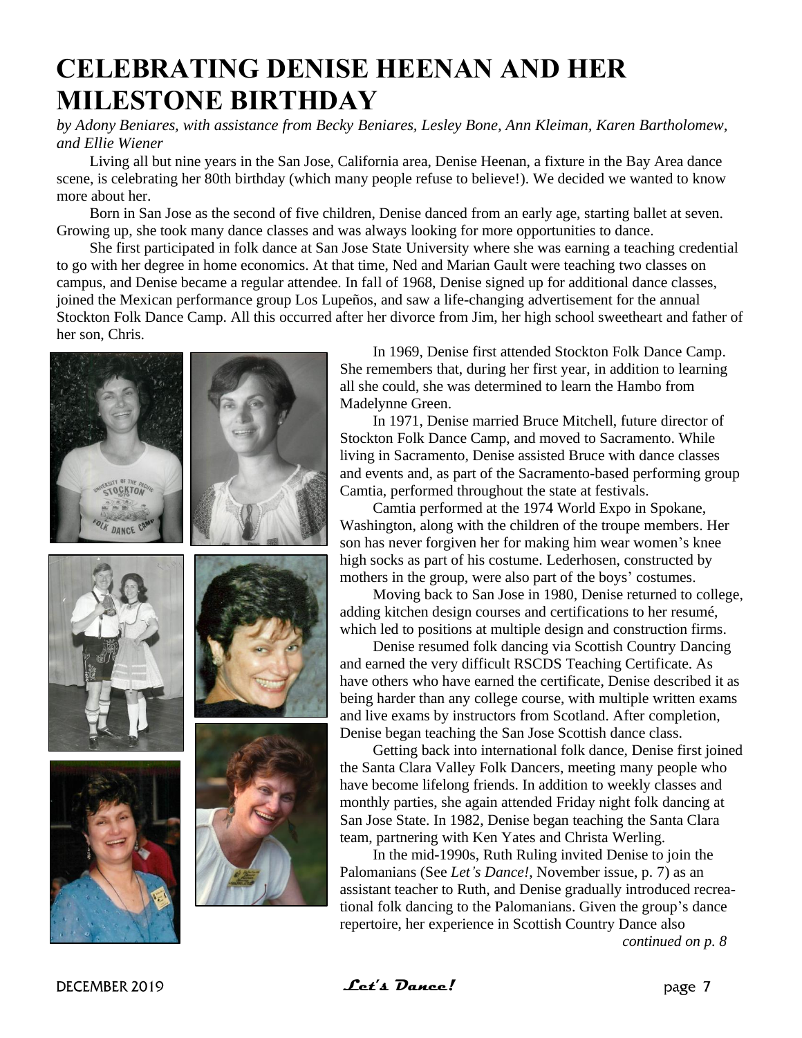# CELEBRATING DENISE HEENAN AND HER MILESTONE BIRTHDAY

*by Adony Beniares, with assistance from Becky Beniares, Lesley Bone, Ann Kleiman, Karen Bartholomew, and Ellie Wiener*

Living all but nine years in the San Jose, California area, Denise Heenan, a fixture in the Bay Area dance scene, is celebrating her 80th birthday (which many people refuse to believe!). We decided we wanted to know more about her.

Born in San Jose as the second of five children, Denise danced from an early age, starting ballet at seven. Growing up, she took many dance classes and was always looking for more opportunities to dance.

She first participated in folk dance at San Jose State University where she was earning a teaching credential to go with her degree in home economics. At that time, Ned and Marian Gault were teaching two classes on campus, and Denise became a regular attendee. In fall of 1968, Denise signed up for additional dance classes, joined the Mexican performance group Los Lupeños, and saw a life-changing advertisement for the annual Stockton Folk Dance Camp. All this occurred after her divorce from Jim, her high school sweetheart and father of her son, Chris.

In 1969, Denise first attended Stockton Folk Dance Camp. She remembers that, during her first year, in addition to learning all she could, she was determined to learn the Hambo from Madelynne Green.

In 1971, Denise married Bruce Mitchell, future director of Stockton Folk Dance Camp, and moved to Sacramento. While living in Sacramento, Denise assisted Bruce with dance classes and events and, as part of the Sacramento-based performing group Camtia, performed throughout the state at festivals.

Camtia performed at the 1974 World Expo in Spokane, Washington, along with the children of the troupe members. Her son has never forgiven her for making him wear women's knee high socks as part of his costume. Lederhosen, constructed by mothers in the group, were also part of the boys' costumes.

Moving back to San Jose in 1980, Denise returned to college, adding kitchen design courses and certifications to her resumé, which led to positions at multiple design and construction firms.

Denise resumed folk dancing via Scottish Country Dancing and earned the very difficult RSCDS Teaching Certificate. As have others who have earned the certificate, Denise described it as being harder than any college course, with multiple written exams and live exams by instructors from Scotland. After completion, Denise began teaching the San Jose Scottish dance class.

Getting back into international folk dance, Denise first joined the Santa Clara Valley Folk Dancers, meeting many people who have become lifelong friends. In addition to weekly classes and monthly parties, she again attended Friday night folk dancing at San Jose State. In 1982, Denise began teaching the Santa Clara team, partnering with Ken Yates and Christa Werling.

In the mid-1990s, Ruth Ruling invited Denise to join the Palomanians (See *Let's Dance!*, November issue, p. 7) as an assistant teacher to Ruth, and Denise gradually introduced recreational folk dancing to the Palomanians. Given the group's dance repertoire, her experience in Scottish Country Dance also

*continued on p. 8*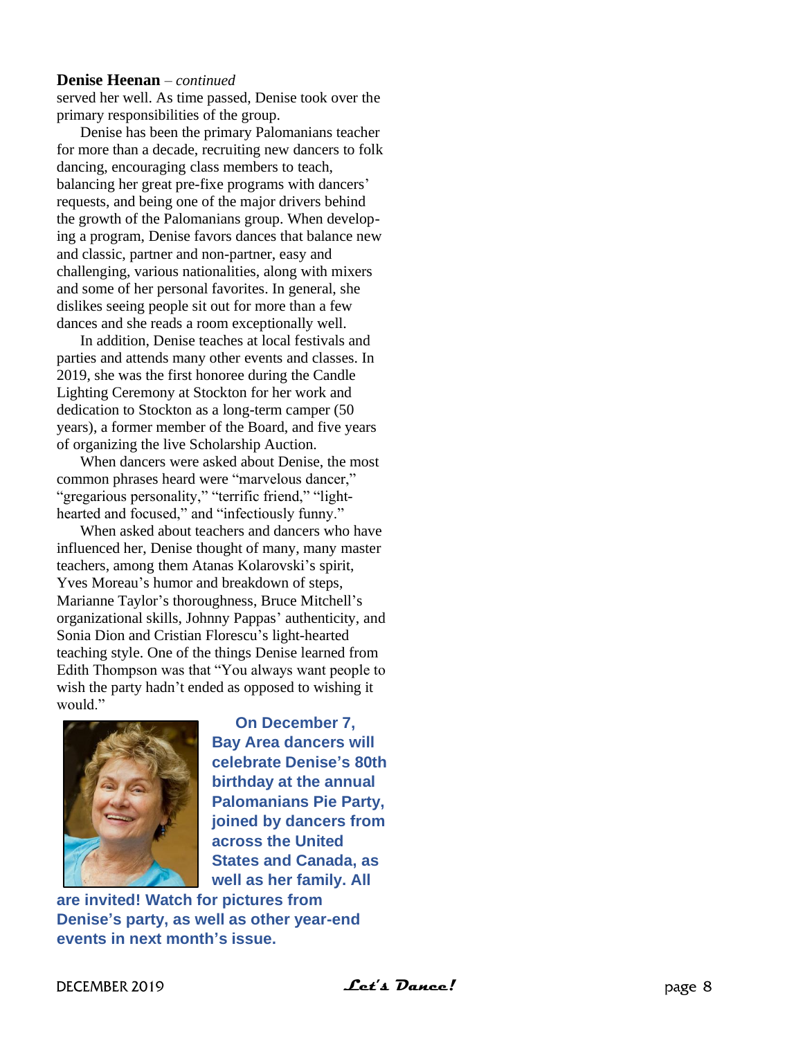**Denise Heenan** – *continued*

served her well. As time passed, Denise took over the primary responsibilities of the group.

Denise has been the primary Palomanians teacher for more than a decade, recruiting new dancers to folk dancing, encouraging class members to teach, balancing her great pre-fixe programs with dancers' requests, and being one of the major drivers behind the growth of the Palomanians group. When developing a program, Denise favors dances that balance new and classic, partner and non-partner, easy and challenging, various nationalities, along with mixers and some of her personal favorites. In general, she dislikes seeing people sit out for more than a few dances and she reads a room exceptionally well.

In addition, Denise teaches at local festivals and parties and attends many other events and classes. In 2019, she was the first honoree during the Candle Lighting Ceremony at Stockton for her work and dedication to Stockton as a long-term camper (50 years), a former member of the Board, and five years of organizing the live Scholarship Auction.

When dancers were asked about Denise, the most common phrases heard were "marvelous dancer," "gregarious personality," "terrific friend," "light-hearted and focused," and "infectiously funny."

When asked about teachers and dancers who have influenced her, Denise thought of many, many master teachers, among them Atanas Kolarovski's spirit, Yves Moreau's humor and breakdown of steps, Marianne Taylor's thoroughness, Bruce Mitchell's organizational skills, Johnny Pappas' authenticity, and Sonia Dion and Cristian Florescu's light-hearted teaching style. One of the things Denise learned from Edith Thompson was that "You always want people to wish the party hadn't ended as opposed to wishing it would."

**On December 7, Bay Area dancers will celebrate Denise's 80th birthday at the annual Palomanians Pie Party, joined by dancers from across the United States and Canada, as well as her family. All are invited! Watch for pictures from Denise's party, as well as other year-end events in next month's issue.**